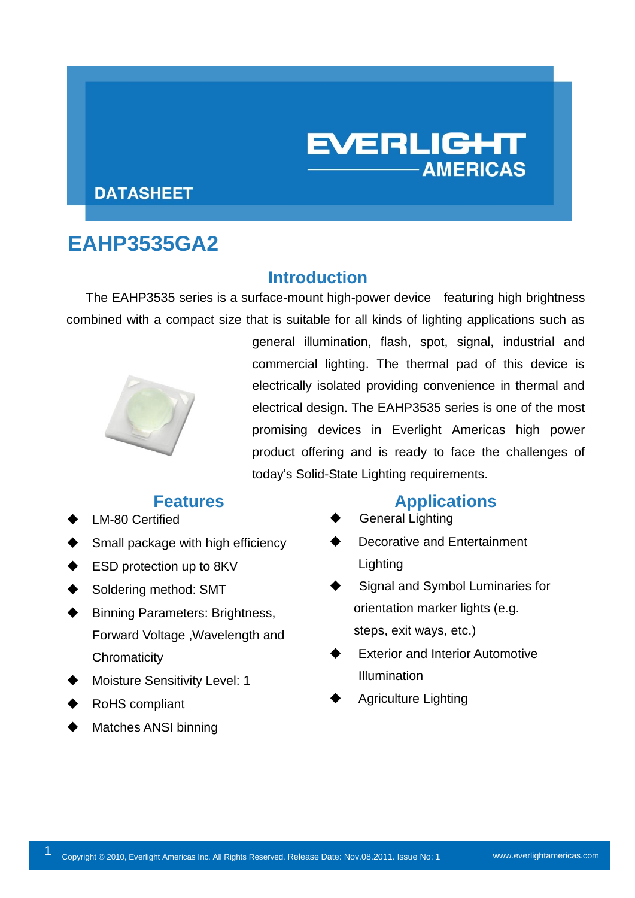EVERLIGHT AMERICAS

DATASHEET

# EAHP3535GA2

## Introduction

The EAHP3535 series is a surface-mount high-power device featuring high brightness combined with a compact size that is suitable for all kinds of lighting applications such as general illumination, flash, spot, signal, industrial and commercial lighting. The thermal pad of this device is electrically isolated providing convenience in thermal and electrical design. The EAHP3535 series is one of the most promising devices in Everlight Americas high power product offering and is ready to face the challenges of today's Solid-State Lighting requirements.

## Features

- LM-80 Certified
- Small package with high efficiency
- ESD protection up to 8KV
- Soldering method: SMT
- Binning Parameters: Brightness, Forward Voltage ,Wavelength and Chromaticity
- Moisture Sensitivity Level: 1
- RoHS compliant
- Matches ANSI binning

## Applications

- General Lighting
- Decorative and Entertainment Lighting
- Signal and Symbol Luminaries for orientation marker lights (e.g. steps, exit ways, etc.)
- Exterior and Interior Automotive Illumination
- Agriculture Lighting

Copyright © 2010, Everlight Americas Inc. All Rights Reserved. Release Date: Nov.08.2011. Issue No: 1 www.everlightamericas.com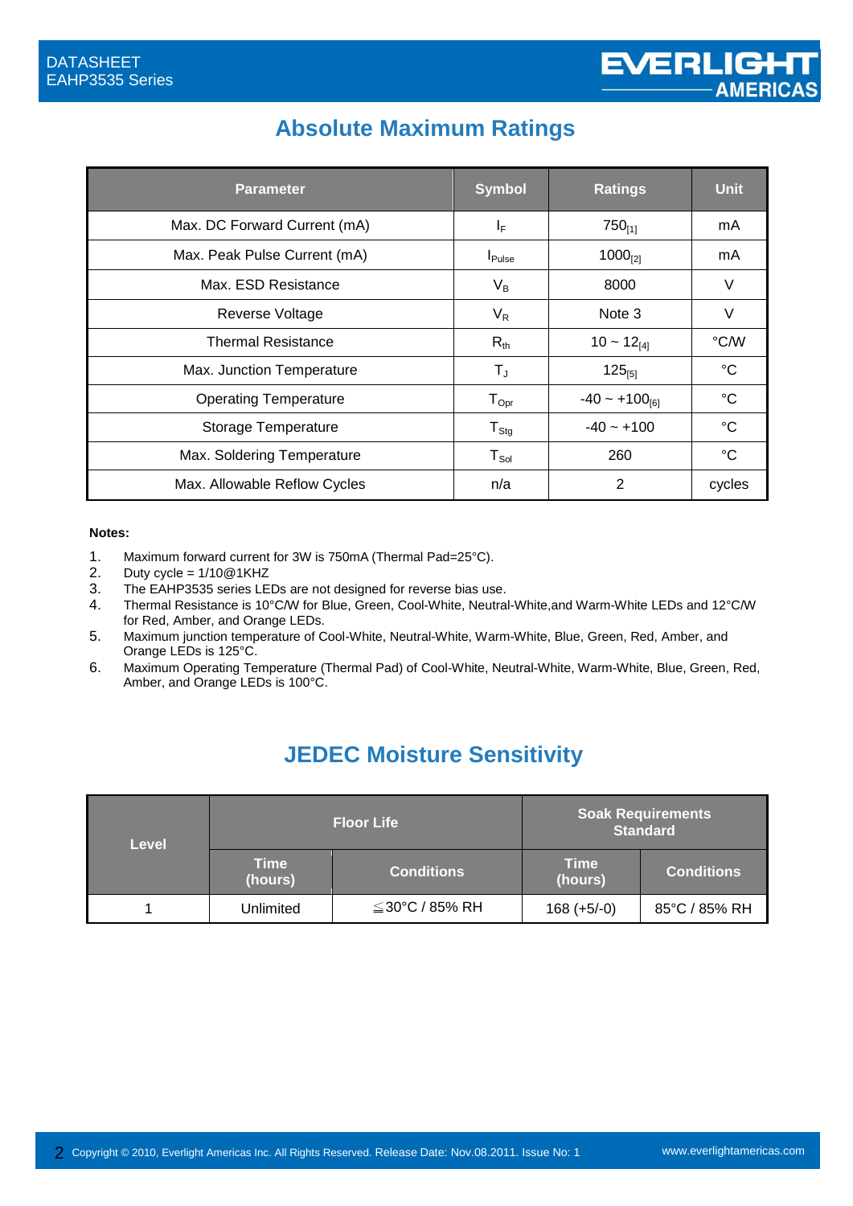## Absolute Maximum Ratings

| Parameter | Symbol | Ratings | Unit |
|---|---|---|---|
| Max. DC Forward Current (mA) | $I_F$ | 750[1] | mA |
| Max. Peak Pulse Current (mA) | $I_{Pulse}$ | 1000[2] | mA |
| Max. ESD Resistance | $V_B$ | 8000 | V |
| Reverse Voltage | $V_R$ | Note 3 | V |
| Thermal Resistance | $R_{th}$ | 10 ~ 12[4] | °C/W |
| Max. Junction Temperature | $T_J$ | 125[5] | °C |
| Operating Temperature | $T_{Opr}$ | -40 ~ +100[6] | °C |
| Storage Temperature | $T_{Stg}$ | -40 ~ +100 | °C |
| Max. Soldering Temperature | $T_{Sol}$ | 260 | °C |
| Max. Allowable Reflow Cycles | n/a | 2 | cycles |

**Notes:**

1. Maximum forward current for 3W is 750mA (Thermal Pad=25°C).
2. Duty cycle = 1/10@1KHZ
3. The EAHP3535 series LEDs are not designed for reverse bias use.
4. Thermal Resistance is 10°C/W for Blue, Green, Cool-White, Neutral-White,and Warm-White LEDs and 12°C/W for Red, Amber, and Orange LEDs.
5. Maximum junction temperature of Cool-White, Neutral-White, Warm-White, Blue, Green, Red, Amber, and Orange LEDs is 125°C.
6. Maximum Operating Temperature (Thermal Pad) of Cool-White, Neutral-White, Warm-White, Blue, Green, Red, Amber, and Orange LEDs is 100°C.

## JEDEC Moisture Sensitivity

| Level | Floor Life | | Soak Requirements Standard | |
|---|---|---|---|---|
| | Time (hours) | Conditions | Time (hours) | Conditions |
| 1 | Unlimited | ≦30°C / 85% RH | 168 (+5/-0) | 85°C / 85% RH |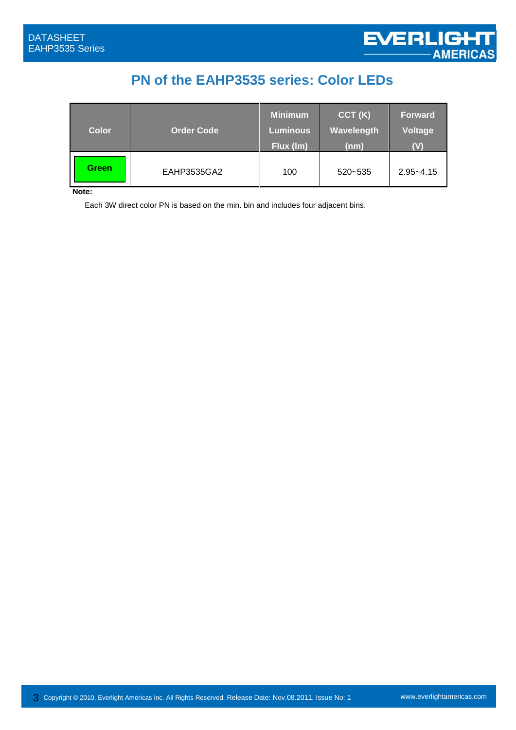# PN of the EAHP3535 series: Color LEDs

| Color | Order Code | Minimum Luminous Flux (lm) | CCT (K) Wavelength (nm) | Forward Voltage (V) |
|---|---|---|---|---|
| Green | EAHP3535GA2 | 100 | 520~535 | 2.95~4.15 |

**Note:**

Each 3W direct color PN is based on the min. bin and includes four adjacent bins.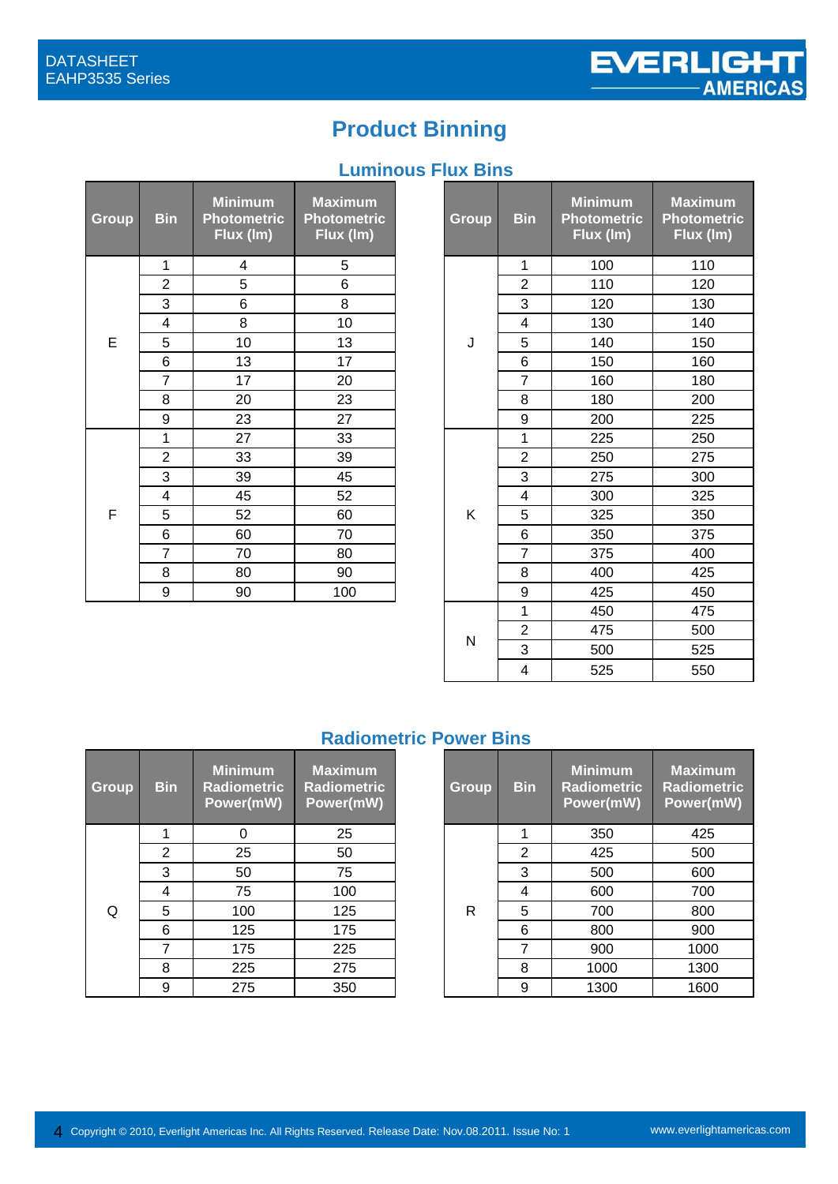# Product Binning

## Luminous Flux Bins

| Group | Bin | Minimum Photometric Flux (lm) | Maximum Photometric Flux (lm) |
|---|---|---|---|
| E | 1 | 4 | 5 |
| | 2 | 5 | 6 |
| | 3 | 6 | 8 |
| | 4 | 8 | 10 |
| | 5 | 10 | 13 |
| | 6 | 13 | 17 |
| | 7 | 17 | 20 |
| | 8 | 20 | 23 |
| | 9 | 23 | 27 |
| F | 1 | 27 | 33 |
| | 2 | 33 | 39 |
| | 3 | 39 | 45 |
| | 4 | 45 | 52 |
| | 5 | 52 | 60 |
| | 6 | 60 | 70 |
| | 7 | 70 | 80 |
| | 8 | 80 | 90 |
| | 9 | 90 | 100 |

| Group | Bin | Minimum Photometric Flux (lm) | Maximum Photometric Flux (lm) |
|---|---|---|---|
| J | 1 | 100 | 110 |
| | 2 | 110 | 120 |
| | 3 | 120 | 130 |
| | 4 | 130 | 140 |
| | 5 | 140 | 150 |
| | 6 | 150 | 160 |
| | 7 | 160 | 180 |
| | 8 | 180 | 200 |
| | 9 | 200 | 225 |
| K | 1 | 225 | 250 |
| | 2 | 250 | 275 |
| | 3 | 275 | 300 |
| | 4 | 300 | 325 |
| | 5 | 325 | 350 |
| | 6 | 350 | 375 |
| | 7 | 375 | 400 |
| | 8 | 400 | 425 |
| | 9 | 425 | 450 |
| N | 1 | 450 | 475 |
| | 2 | 475 | 500 |
| | 3 | 500 | 525 |
| | 4 | 525 | 550 |

## Radiometric Power Bins

| Group | Bin | Minimum Radiometric Power(mW) | Maximum Radiometric Power(mW) |
|---|---|---|---|
| Q | 1 | 0 | 25 |
| | 2 | 25 | 50 |
| | 3 | 50 | 75 |
| | 4 | 75 | 100 |
| | 5 | 100 | 125 |
| | 6 | 125 | 175 |
| | 7 | 175 | 225 |
| | 8 | 225 | 275 |
| | 9 | 275 | 350 |

| Group | Bin | Minimum Radiometric Power(mW) | Maximum Radiometric Power(mW) |
|---|---|---|---|
| R | 1 | 350 | 425 |
| | 2 | 425 | 500 |
| | 3 | 500 | 600 |
| | 4 | 600 | 700 |
| | 5 | 700 | 800 |
| | 6 | 800 | 900 |
| | 7 | 900 | 1000 |
| | 8 | 1000 | 1300 |
| | 9 | 1300 | 1600 |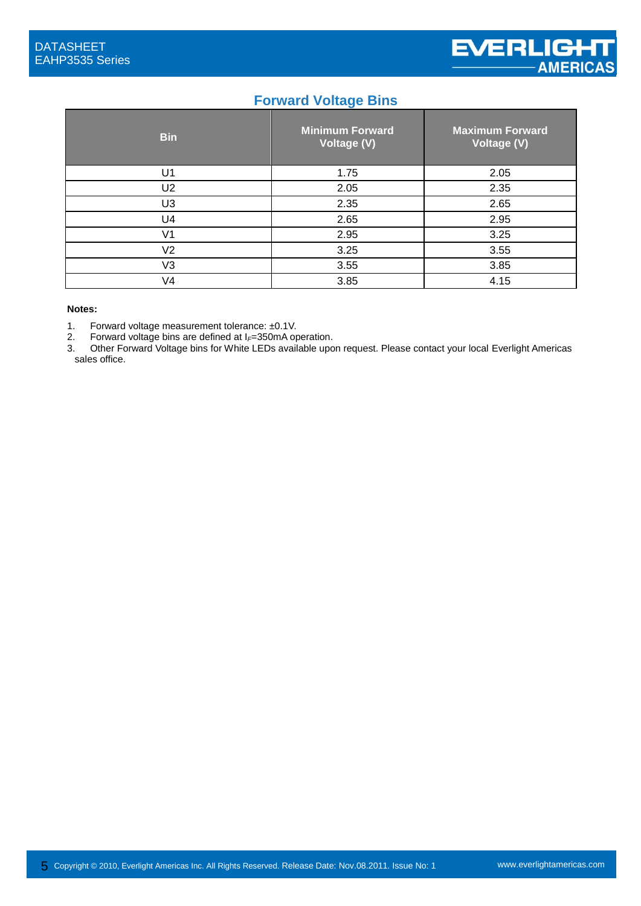## Forward Voltage Bins

| Bin | Minimum Forward Voltage (V) | Maximum Forward Voltage (V) |
|---|---|---|
| U1 | 1.75 | 2.05 |
| U2 | 2.05 | 2.35 |
| U3 | 2.35 | 2.65 |
| U4 | 2.65 | 2.95 |
| V1 | 2.95 | 3.25 |
| V2 | 3.25 | 3.55 |
| V3 | 3.55 | 3.85 |
| V4 | 3.85 | 4.15 |

**Notes:**

1. Forward voltage measurement tolerance: ±0.1V.
2. Forward voltage bins are defined at $I_F$=350mA operation.
3. Other Forward Voltage bins for White LEDs available upon request. Please contact your local Everlight Americas sales office.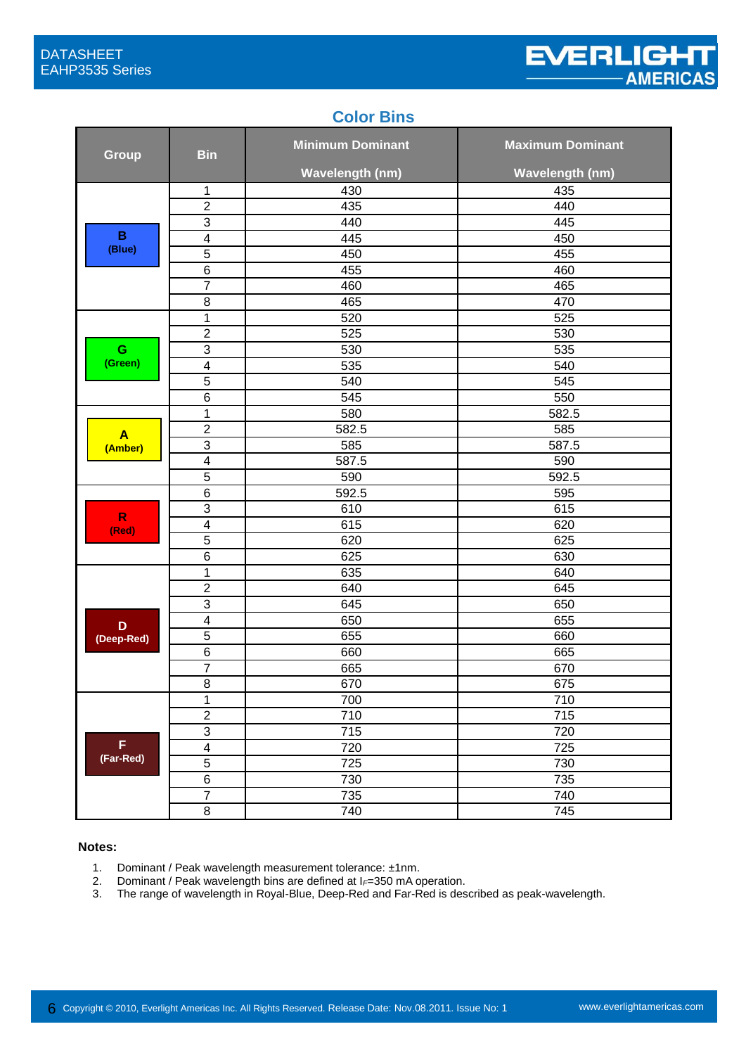## Color Bins

| Group | Bin | Minimum Dominant Wavelength (nm) | Maximum Dominant Wavelength (nm) |
|---|---|---|---|
| B (Blue) | 1 | 430 | 435 |
| | 2 | 435 | 440 |
| | 3 | 440 | 445 |
| | 4 | 445 | 450 |
| | 5 | 450 | 455 |
| | 6 | 455 | 460 |
| | 7 | 460 | 465 |
| | 8 | 465 | 470 |
| G (Green) | 1 | 520 | 525 |
| | 2 | 525 | 530 |
| | 3 | 530 | 535 |
| | 4 | 535 | 540 |
| | 5 | 540 | 545 |
| | 6 | 545 | 550 |
| A (Amber) | 1 | 580 | 582.5 |
| | 2 | 582.5 | 585 |
| | 3 | 585 | 587.5 |
| | 4 | 587.5 | 590 |
| | 5 | 590 | 592.5 |
| R (Red) | 6 | 592.5 | 595 |
| | 3 | 610 | 615 |
| | 4 | 615 | 620 |
| | 5 | 620 | 625 |
| | 6 | 625 | 630 |
| D (Deep-Red) | 1 | 635 | 640 |
| | 2 | 640 | 645 |
| | 3 | 645 | 650 |
| | 4 | 650 | 655 |
| | 5 | 655 | 660 |
| | 6 | 660 | 665 |
| | 7 | 665 | 670 |
| | 8 | 670 | 675 |
| F (Far-Red) | 1 | 700 | 710 |
| | 2 | 710 | 715 |
| | 3 | 715 | 720 |
| | 4 | 720 | 725 |
| | 5 | 725 | 730 |
| | 6 | 730 | 735 |
| | 7 | 735 | 740 |
| | 8 | 740 | 745 |

**Notes:**

1. Dominant / Peak wavelength measurement tolerance: ±1nm.
2. Dominant / Peak wavelength bins are defined at $I_F$=350 mA operation.
3. The range of wavelength in Royal-Blue, Deep-Red and Far-Red is described as peak-wavelength.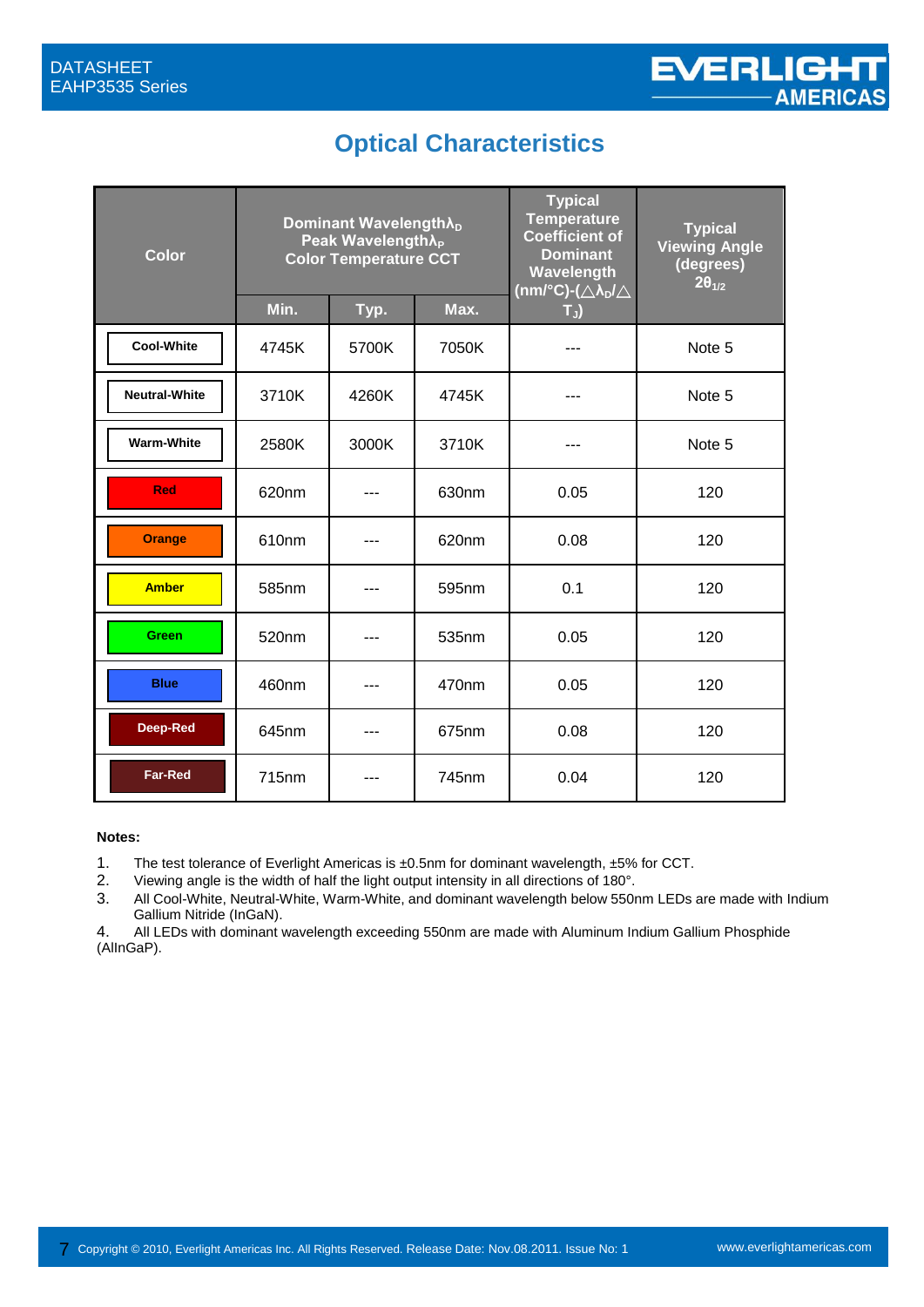## Optical Characteristics

| Color | Dominant Wavelength $\lambda_D$ Peak Wavelength $\lambda_P$ Color Temperature CCT | | | Typical Temperature Coefficient of Dominant Wavelength (nm/°C)-($\triangle\lambda_D/\triangle T_J$) | Typical Viewing Angle (degrees) $2\theta_{1/2}$ |
|---|---|---|---|---|---|
| | Min. | Typ. | Max. | | |
| Cool-White | 4745K | 5700K | 7050K | --- | Note 5 |
| Neutral-White | 3710K | 4260K | 4745K | --- | Note 5 |
| Warm-White | 2580K | 3000K | 3710K | --- | Note 5 |
| Red | 620nm | --- | 630nm | 0.05 | 120 |
| Orange | 610nm | --- | 620nm | 0.08 | 120 |
| Amber | 585nm | --- | 595nm | 0.1 | 120 |
| Green | 520nm | --- | 535nm | 0.05 | 120 |
| Blue | 460nm | --- | 470nm | 0.05 | 120 |
| Deep-Red | 645nm | --- | 675nm | 0.08 | 120 |
| Far-Red | 715nm | --- | 745nm | 0.04 | 120 |

**Notes:**

1. The test tolerance of Everlight Americas is ±0.5nm for dominant wavelength, ±5% for CCT.
2. Viewing angle is the width of half the light output intensity in all directions of 180°.
3. All Cool-White, Neutral-White, Warm-White, and dominant wavelength below 550nm LEDs are made with Indium Gallium Nitride (InGaN).
4. All LEDs with dominant wavelength exceeding 550nm are made with Aluminum Indium Gallium Phosphide (AlInGaP).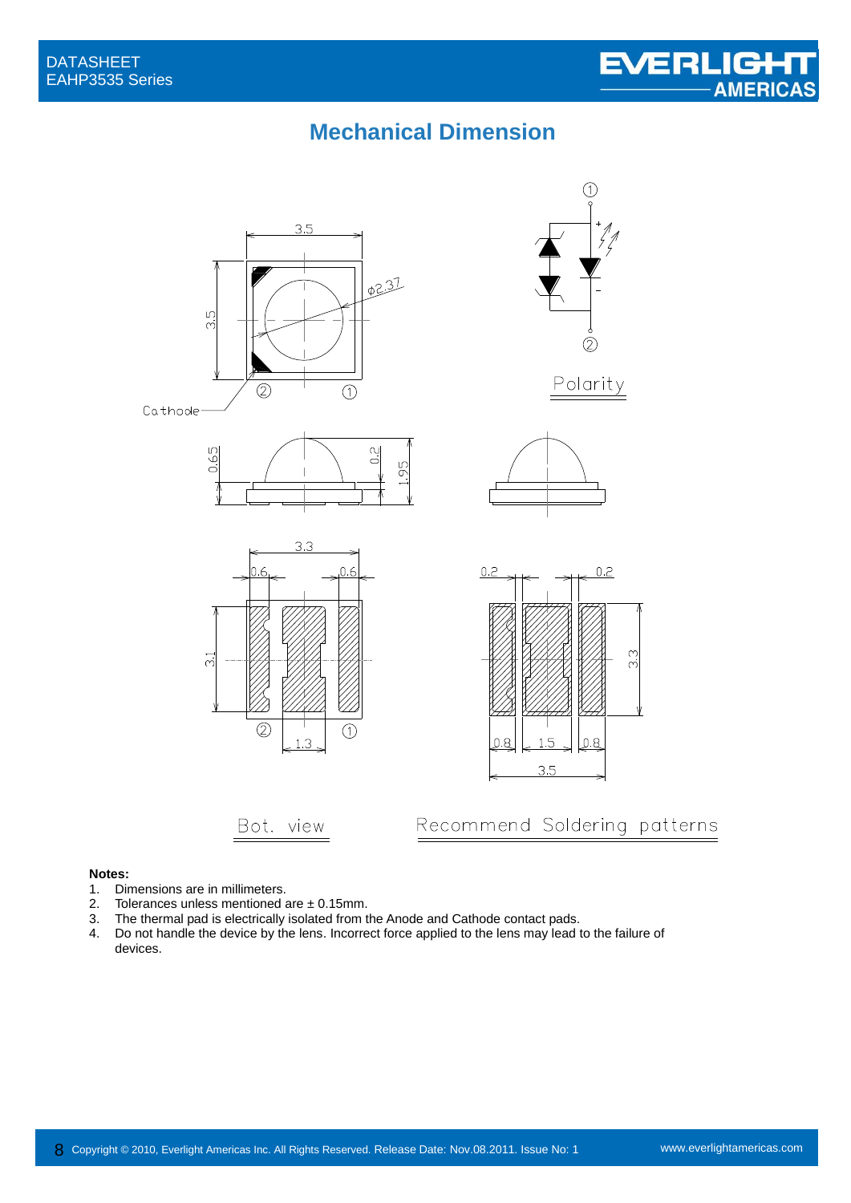## Mechanical Dimension

3.5

3.5

φ2.37

Cathode

② ①

Polarity

① + − ②

0.65 0.2 1.95

3.3

0.6 0.6

3.1

② ①

1.3

Bot. view

0.2 0.2

3.3

0.8 1.5 0.8

3.5

Recommend Soldering patterns

**Notes:**

1. Dimensions are in millimeters.
2. Tolerances unless mentioned are ± 0.15mm.
3. The thermal pad is electrically isolated from the Anode and Cathode contact pads.
4. Do not handle the device by the lens. Incorrect force applied to the lens may lead to the failure of devices.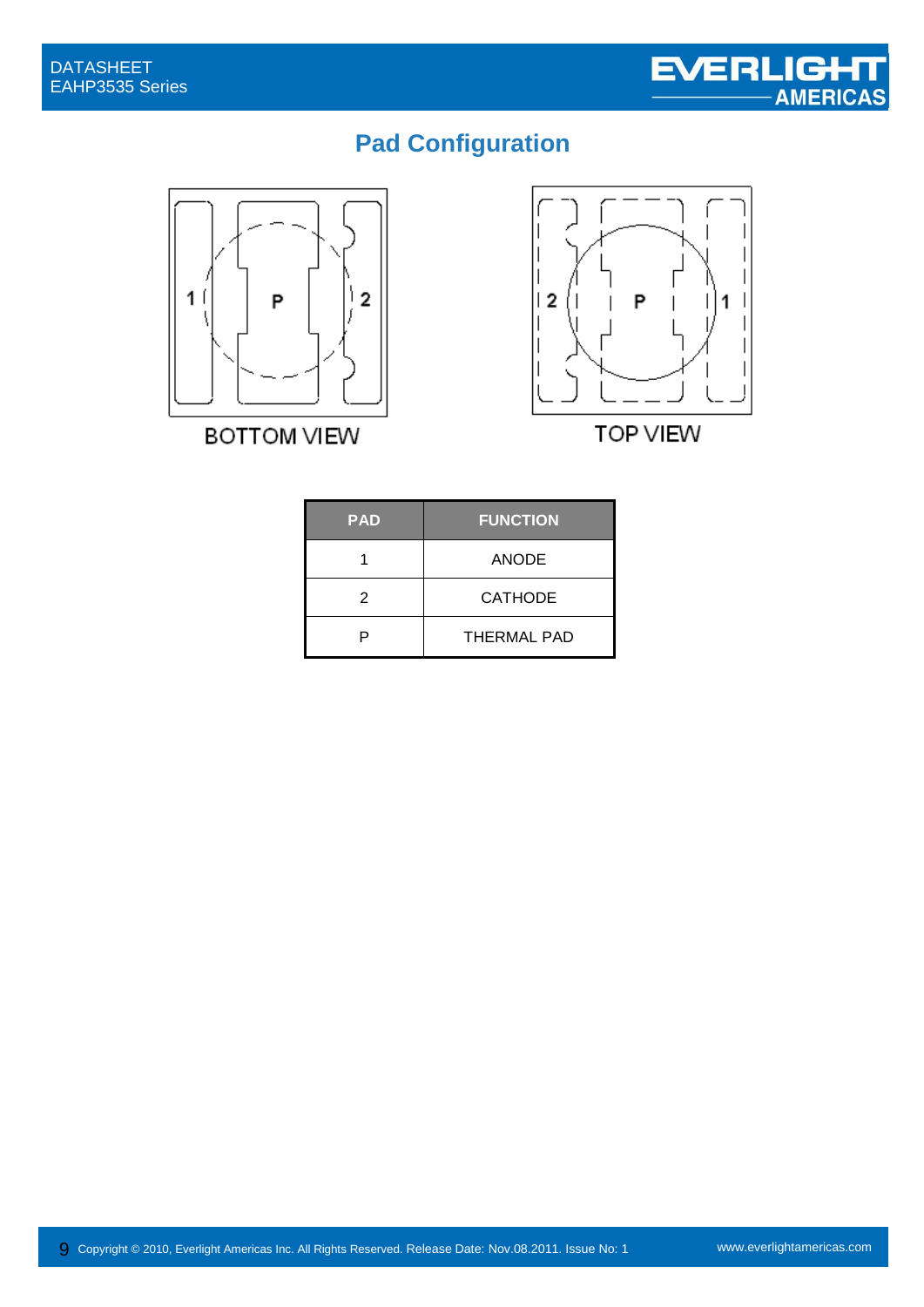## Pad Configuration

1 P 2

BOTTOM VIEW

2 P 1

TOP VIEW

| PAD | FUNCTION |
| --- | --- |
| 1 | ANODE |
| 2 | CATHODE |
| P | THERMAL PAD |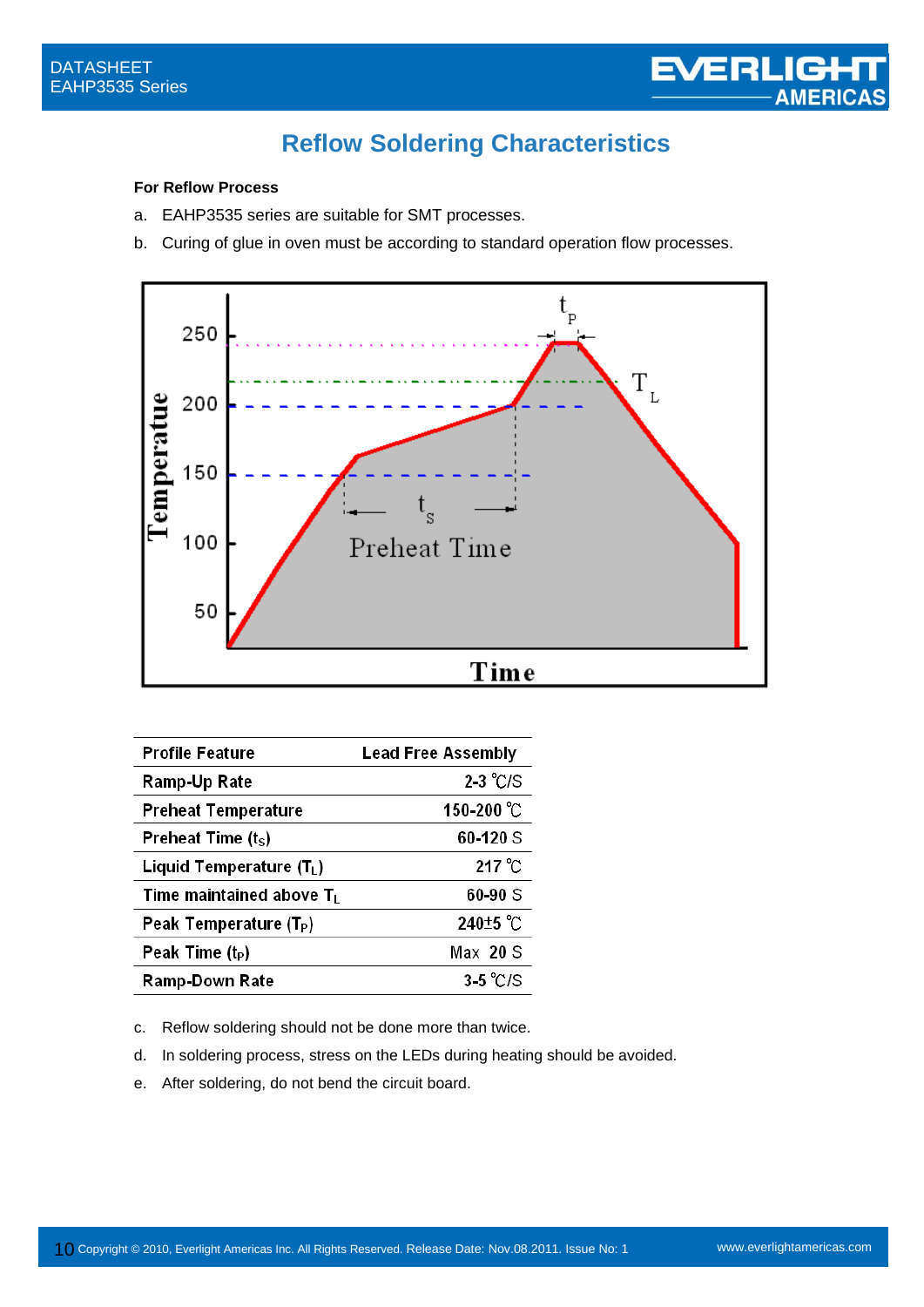## Reflow Soldering Characteristics

**For Reflow Process**

a. EAHP3535 series are suitable for SMT processes.

b. Curing of glue in oven must be according to standard operation flow processes.

| Profile Feature | Lead Free Assembly |
|---|---|
| Ramp-Up Rate | 2-3 ℃/S |
| Preheat Temperature | 150-200 ℃ |
| Preheat Time ($t_S$) | 60-120 S |
| Liquid Temperature ($T_L$) | 217 ℃ |
| Time maintained above $T_L$ | 60-90 S |
| Peak Temperature ($T_P$) | 240±5 ℃ |
| Peak Time ($t_P$) | Max 20 S |
| Ramp-Down Rate | 3-5 ℃/S |

c. Reflow soldering should not be done more than twice.

d. In soldering process, stress on the LEDs during heating should be avoided.

e. After soldering, do not bend the circuit board.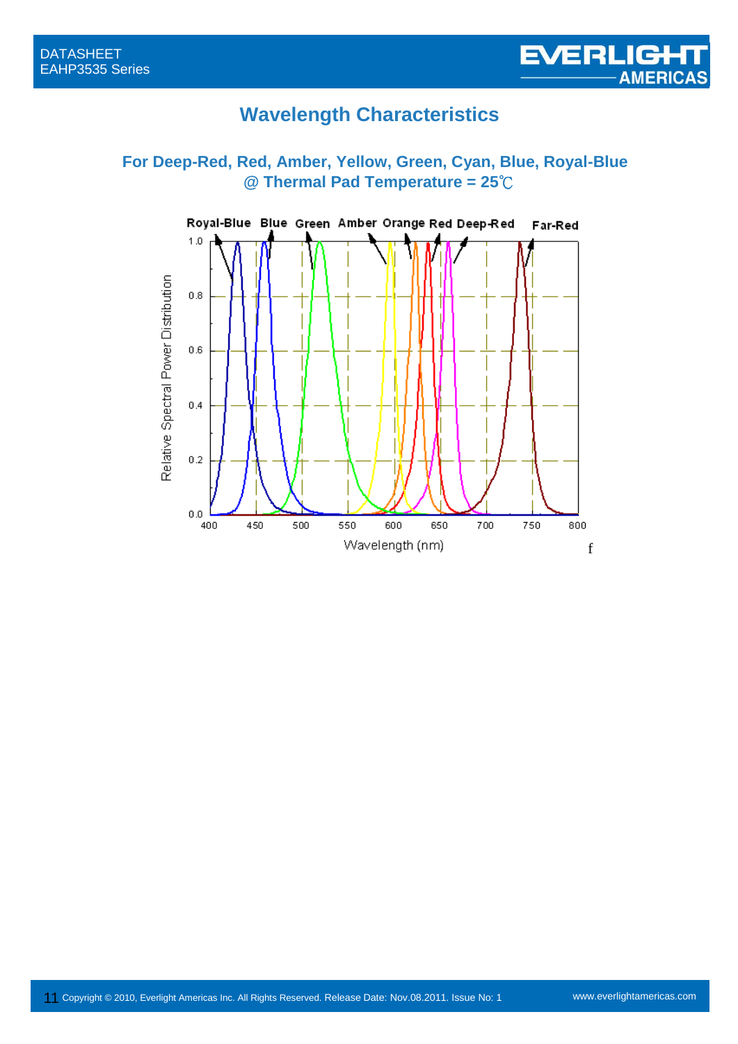# Wavelength Characteristics

## For Deep-Red, Red, Amber, Yellow, Green, Cyan, Blue, Royal-Blue @ Thermal Pad Temperature = 25℃

Royal-Blue Blue Green Amber Orange Red Deep-Red Far-Red

Relative Spectral Power Distribution

1.0
0.8
0.6
0.4
0.2
0.0

400 450 500 550 600 650 700 750 800

Wavelength (nm)

f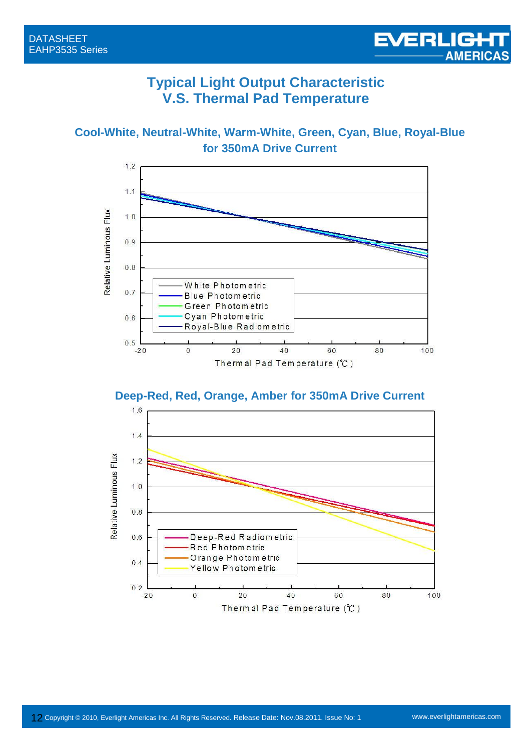# Typical Light Output Characteristic V.S. Thermal Pad Temperature

## Cool-White, Neutral-White, Warm-White, Green, Cyan, Blue, Royal-Blue for 350mA Drive Current

## Deep-Red, Red, Orange, Amber for 350mA Drive Current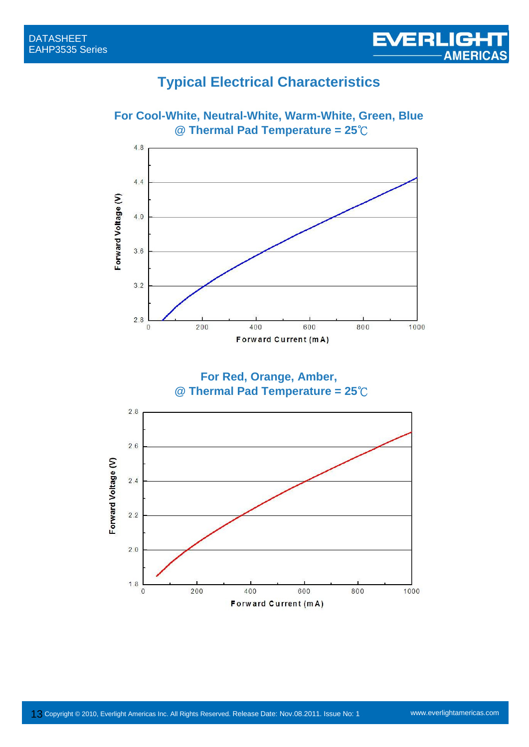# Typical Electrical Characteristics

### For Cool-White, Neutral-White, Warm-White, Green, Blue
### @ Thermal Pad Temperature = 25℃

Forward Voltage (V)

4.8
4.4
4.0
3.6
3.2
2.8

0 200 400 600 800 1000

Forward Current (mA)

### For Red, Orange, Amber,
### @ Thermal Pad Temperature = 25℃

Forward Voltage (V)

2.8
2.6
2.4
2.2
2.0
1.8

0 200 400 600 800 1000

Forward Current (mA)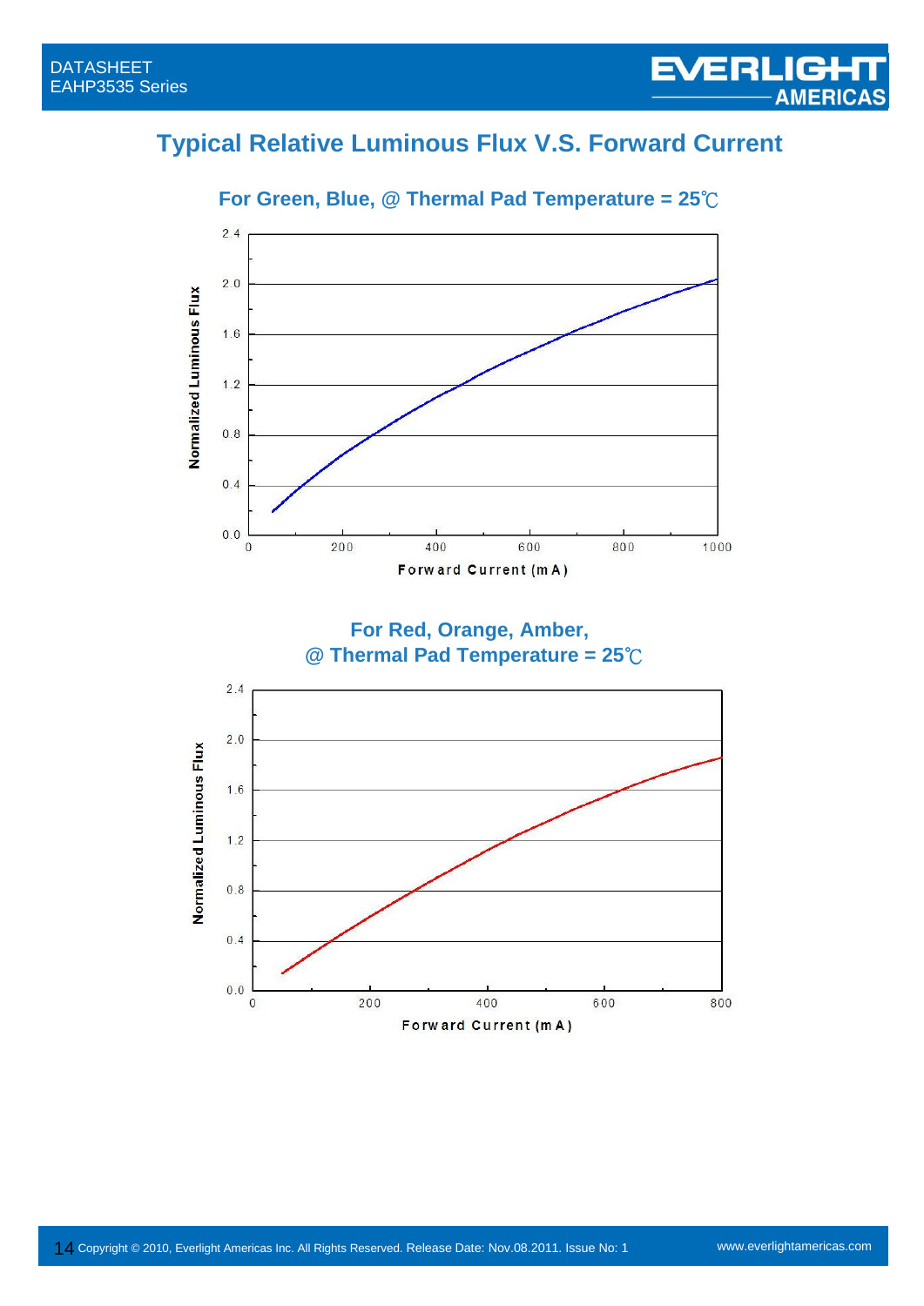## Typical Relative Luminous Flux V.S. Forward Current

**For Green, Blue, @ Thermal Pad Temperature = 25℃**

Normalized Luminous Flux

Forward Current (mA)

**For Red, Orange, Amber, @ Thermal Pad Temperature = 25℃**

Normalized Luminous Flux

Forward Current (mA)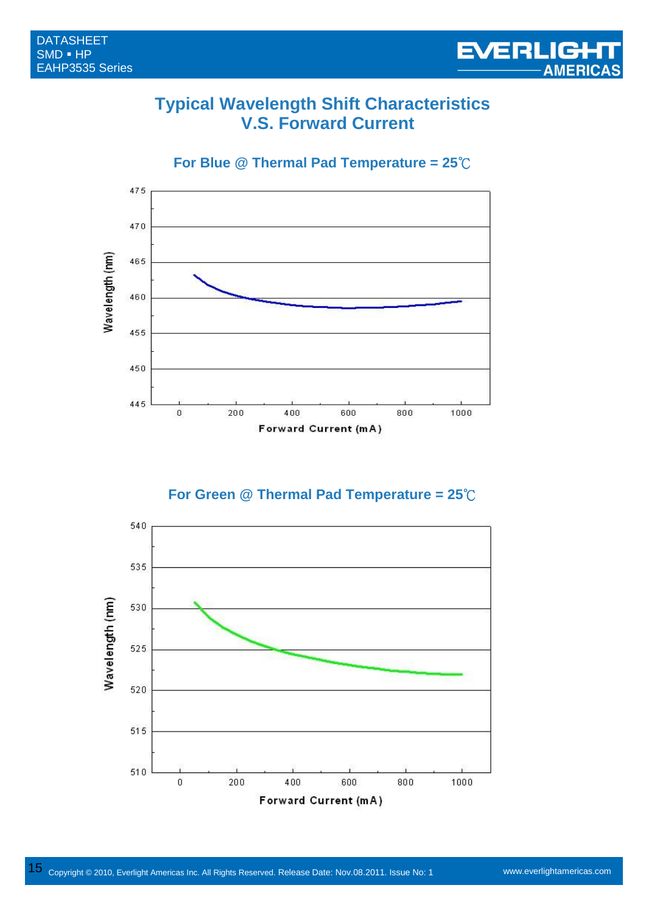# Typical Wavelength Shift Characteristics V.S. Forward Current

## For Blue @ Thermal Pad Temperature = 25℃

Wavelength (nm)

475
470
465
460
455
450
445

0 200 400 600 800 1000

Forward Current (mA)

## For Green @ Thermal Pad Temperature = 25℃

Wavelength (nm)

540
535
530
525
520
515
510

0 200 400 600 800 1000

Forward Current (mA)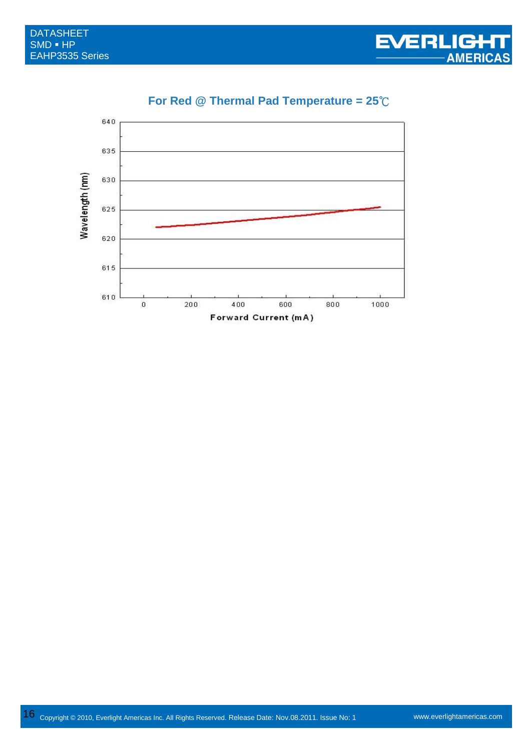### For Red @ Thermal Pad Temperature = 25℃

Wavelength (nm)

640
635
630
625
620
615
610

0 200 400 600 800 1000

Forward Current (mA)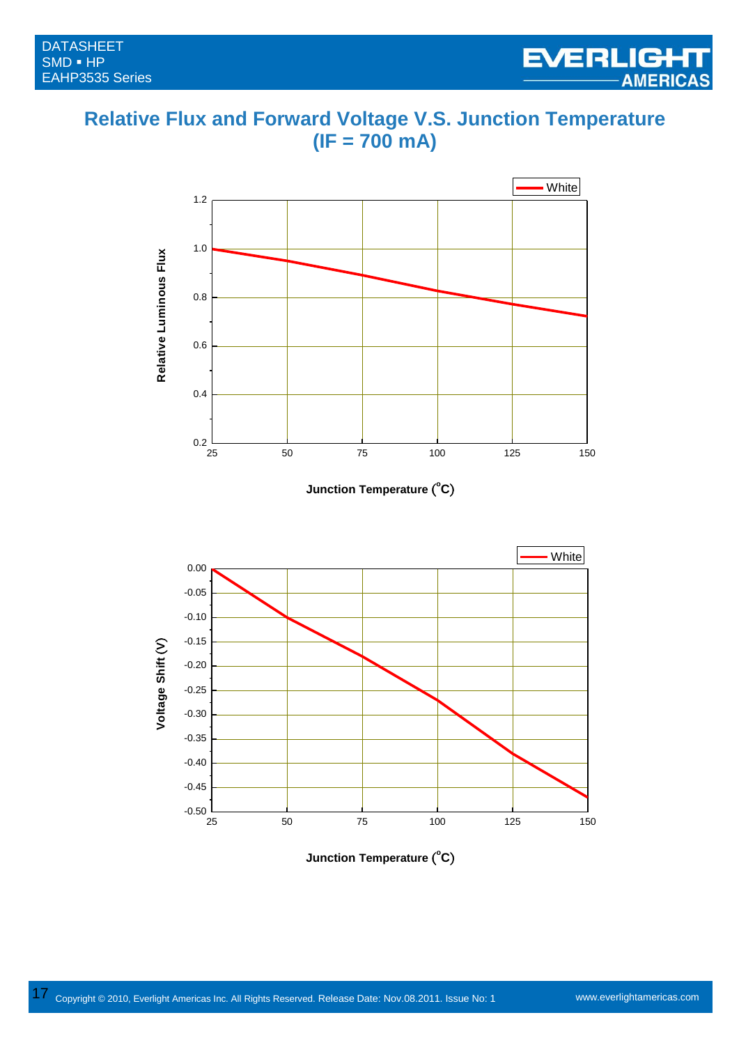# Relative Flux and Forward Voltage V.S. Junction Temperature (IF = 700 mA)

White

Relative Luminous Flux

1.2
1.0
0.8
0.6
0.4
0.2

25 50 75 100 125 150

Junction Temperature (°C)

White

Voltage Shift (V)

0.00
-0.05
-0.10
-0.15
-0.20
-0.25
-0.30
-0.35
-0.40
-0.45
-0.50

25 50 75 100 125 150

Junction Temperature (°C)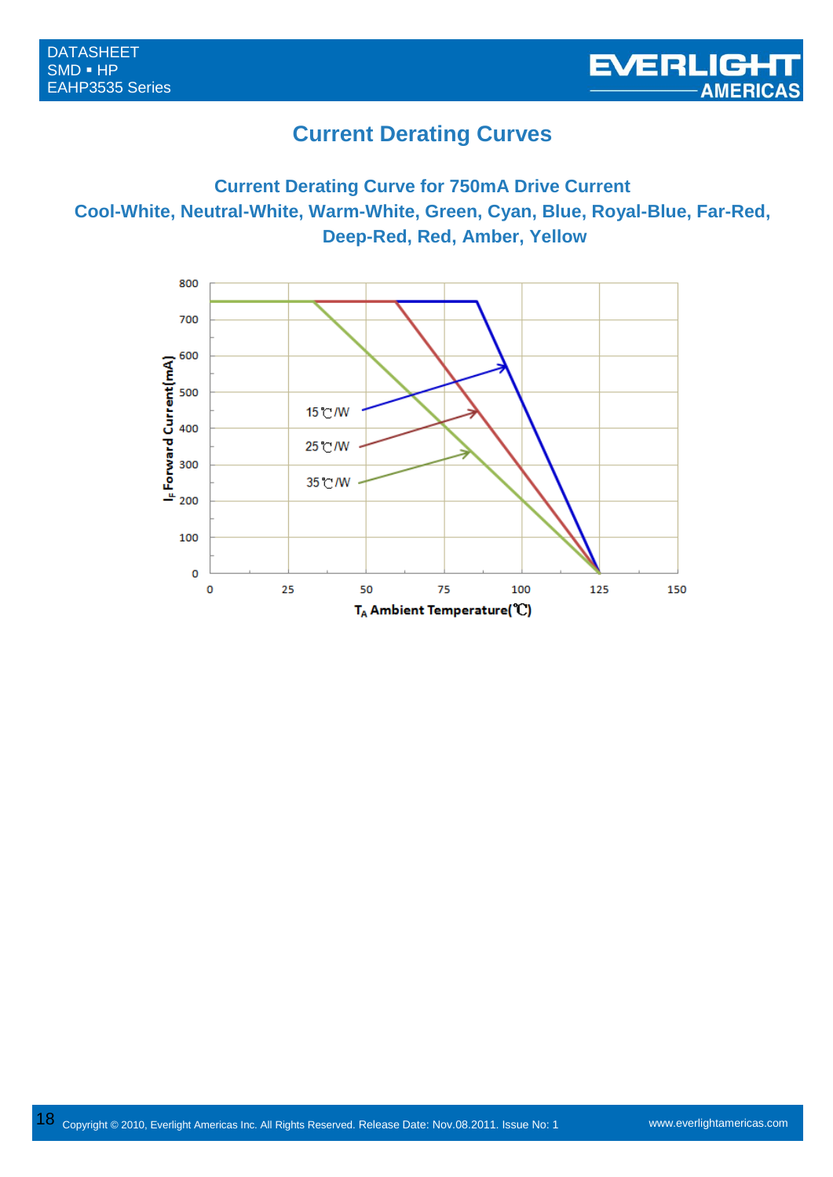# Current Derating Curves

## Current Derating Curve for 750mA Drive Current
## Cool-White, Neutral-White, Warm-White, Green, Cyan, Blue, Royal-Blue, Far-Red, Deep-Red, Red, Amber, Yellow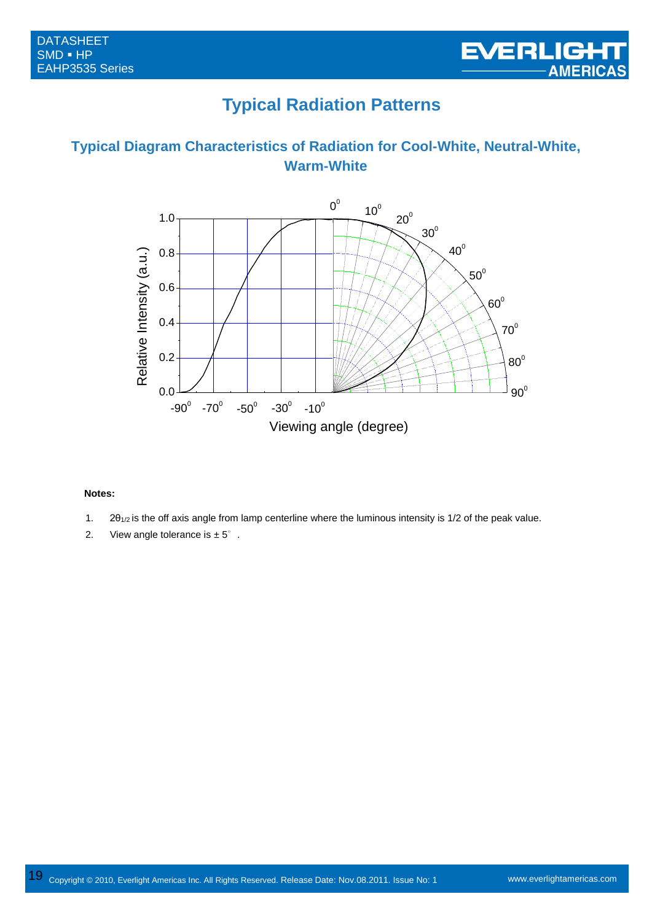# Typical Radiation Patterns

## Typical Diagram Characteristics of Radiation for Cool-White, Neutral-White, Warm-White

**Notes:**

1. $2\theta_{1/2}$ is the off axis angle from lamp centerline where the luminous intensity is 1/2 of the peak value.
2. View angle tolerance is ± 5° .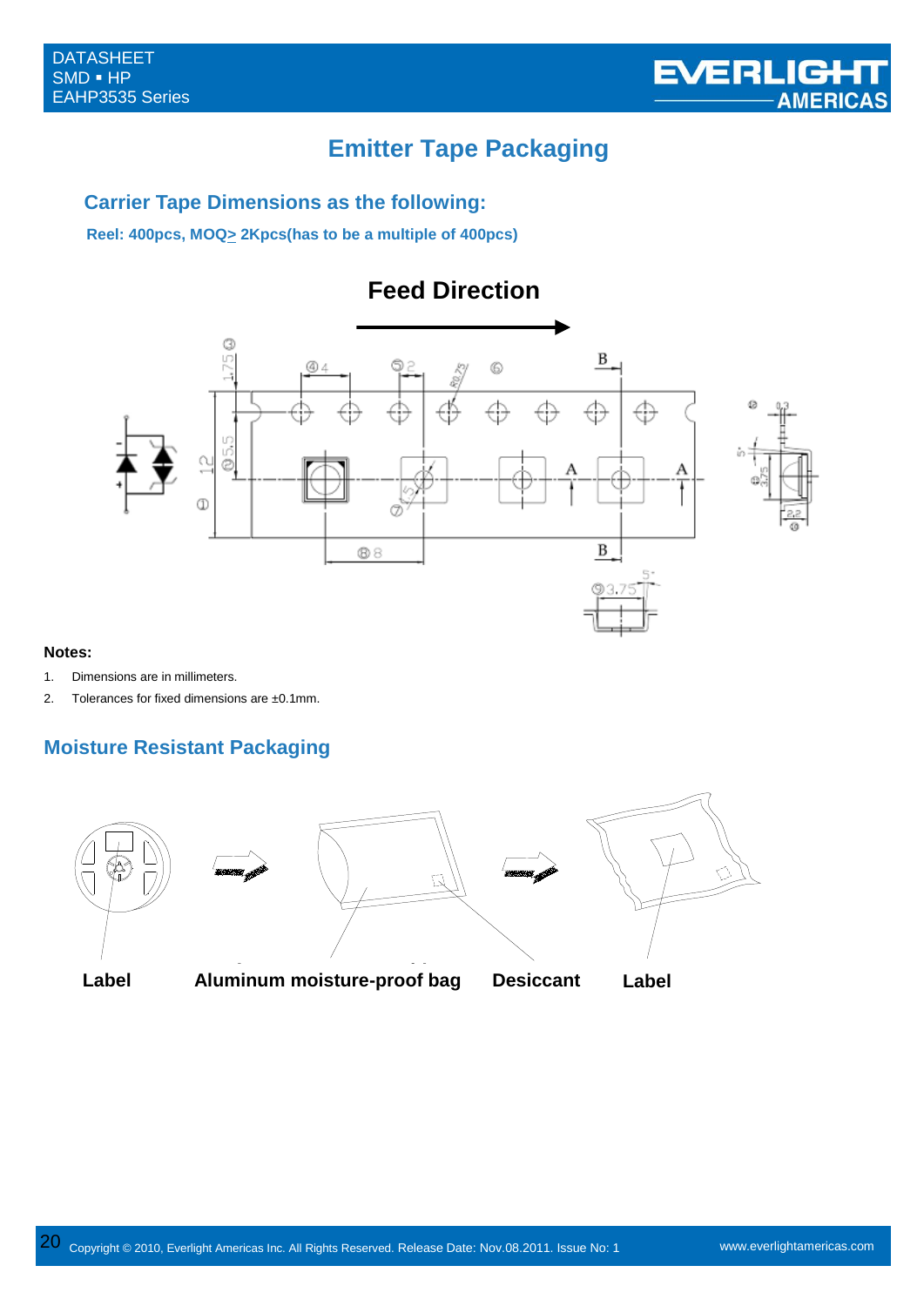# Emitter Tape Packaging

## Carrier Tape Dimensions as the following:

**Reel: 400pcs, MOQ≥ 2Kpcs(has to be a multiple of 400pcs)**

**Feed Direction**

**Notes:**

1. Dimensions are in millimeters.
2. Tolerances for fixed dimensions are ±0.1mm.

## Moisture Resistant Packaging

**Label** **Aluminum moisture-proof bag** **Desiccant** **Label**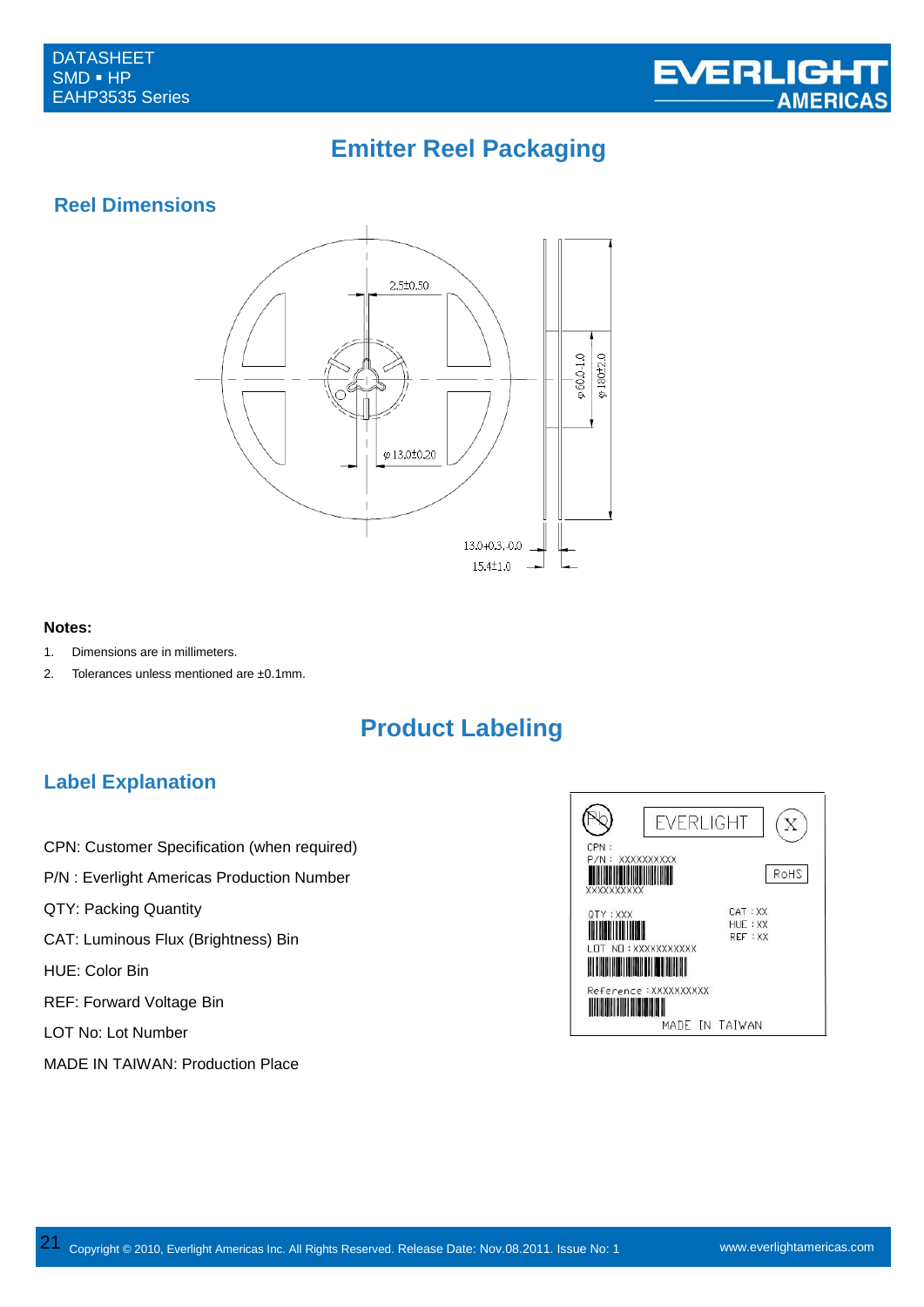# Emitter Reel Packaging

## Reel Dimensions

**Notes:**

1. Dimensions are in millimeters.
2. Tolerances unless mentioned are ±0.1mm.

# Product Labeling

## Label Explanation

CPN: Customer Specification (when required)

P/N : Everlight Americas Production Number

QTY: Packing Quantity

CAT: Luminous Flux (Brightness) Bin

HUE: Color Bin

REF: Forward Voltage Bin

LOT No: Lot Number

MADE IN TAIWAN: Production Place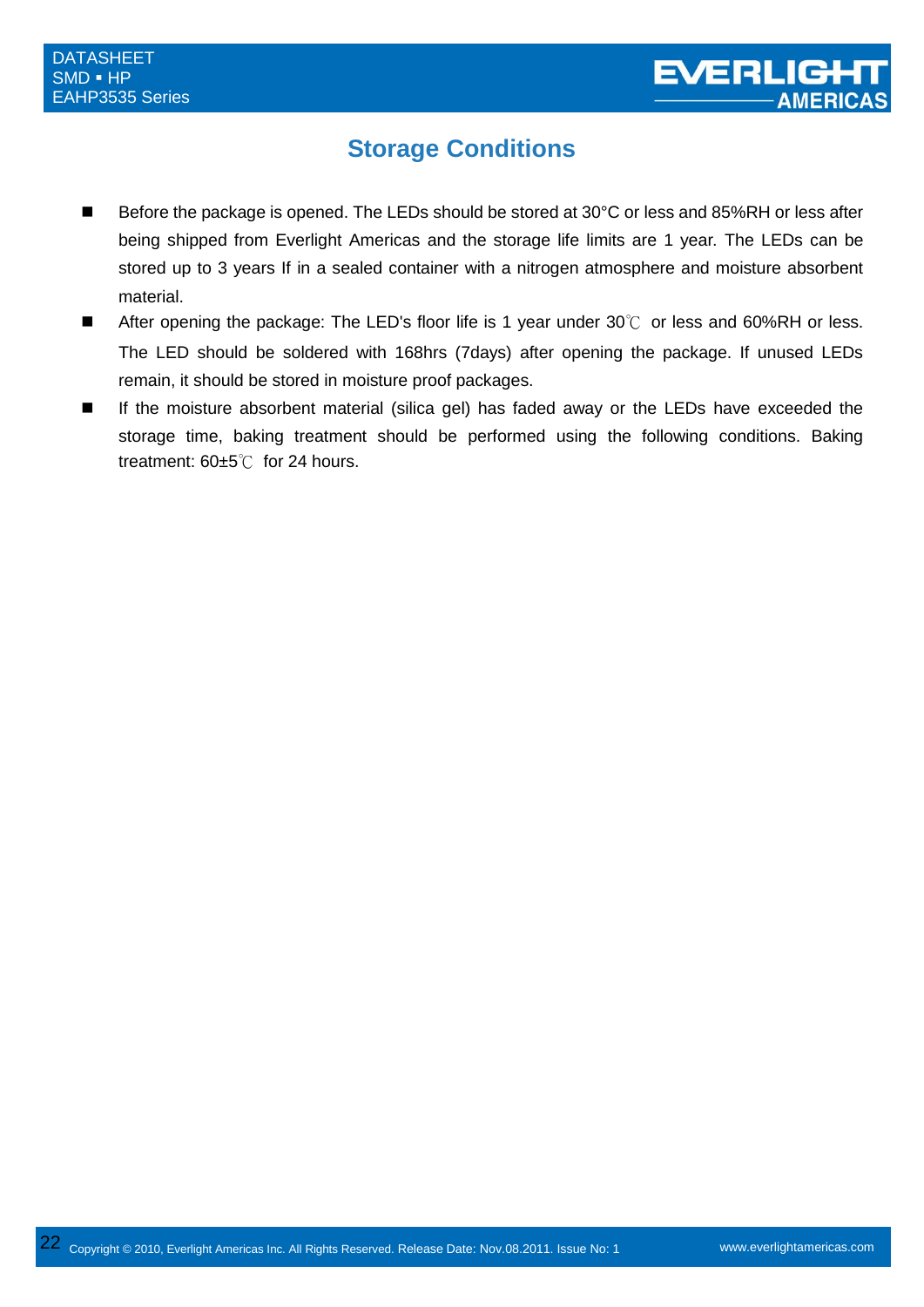## Storage Conditions

- Before the package is opened. The LEDs should be stored at 30°C or less and 85%RH or less after being shipped from Everlight Americas and the storage life limits are 1 year. The LEDs can be stored up to 3 years If in a sealed container with a nitrogen atmosphere and moisture absorbent material.
- After opening the package: The LED's floor life is 1 year under 30℃ or less and 60%RH or less. The LED should be soldered with 168hrs (7days) after opening the package. If unused LEDs remain, it should be stored in moisture proof packages.
- If the moisture absorbent material (silica gel) has faded away or the LEDs have exceeded the storage time, baking treatment should be performed using the following conditions. Baking treatment: 60±5℃ for 24 hours.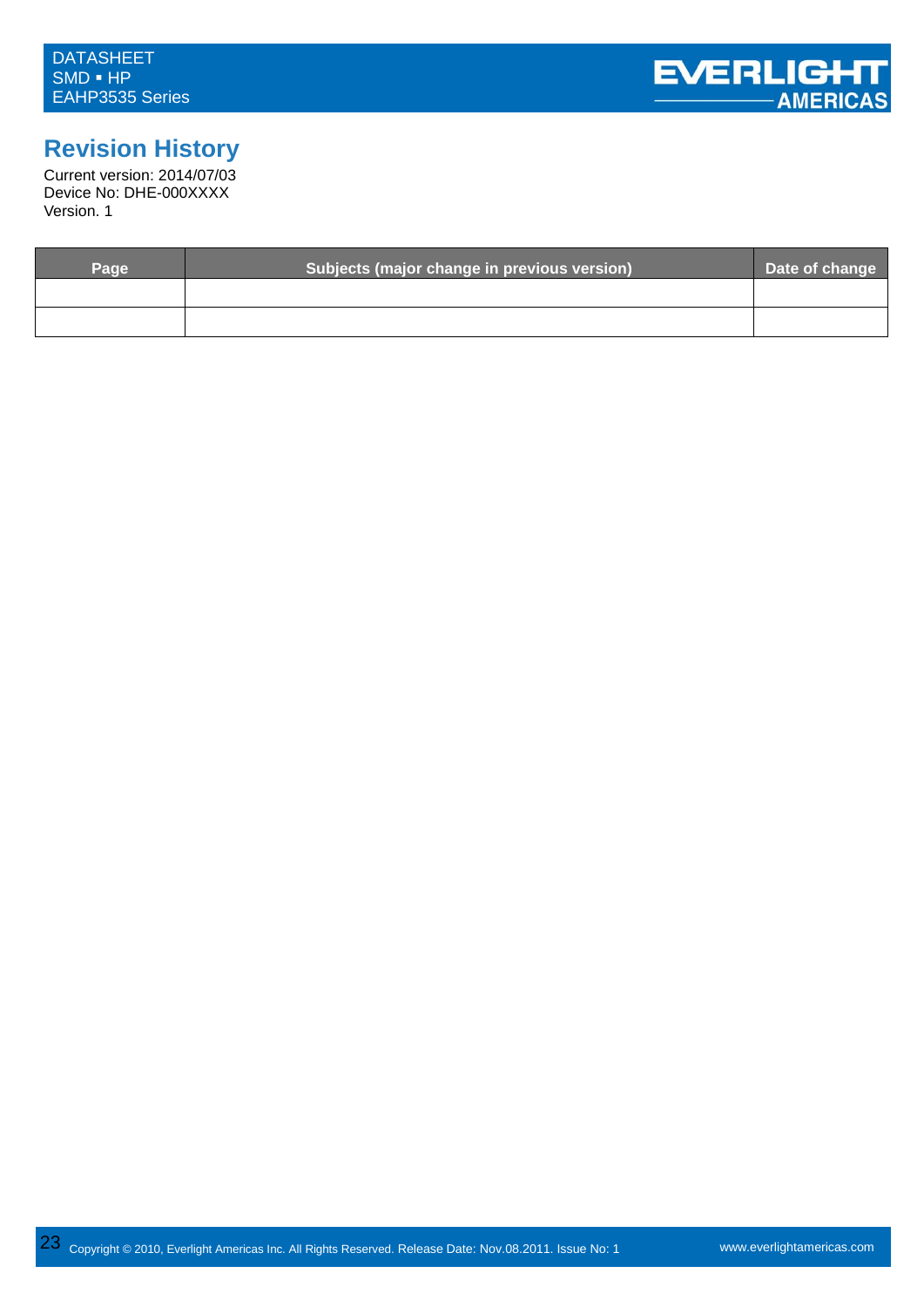## Revision History

Current version: 2014/07/03
Device No: DHE-000XXXX
Version. 1

| Page | Subjects (major change in previous version) | Date of change |
|---|---|---|
| | | |
| | | |